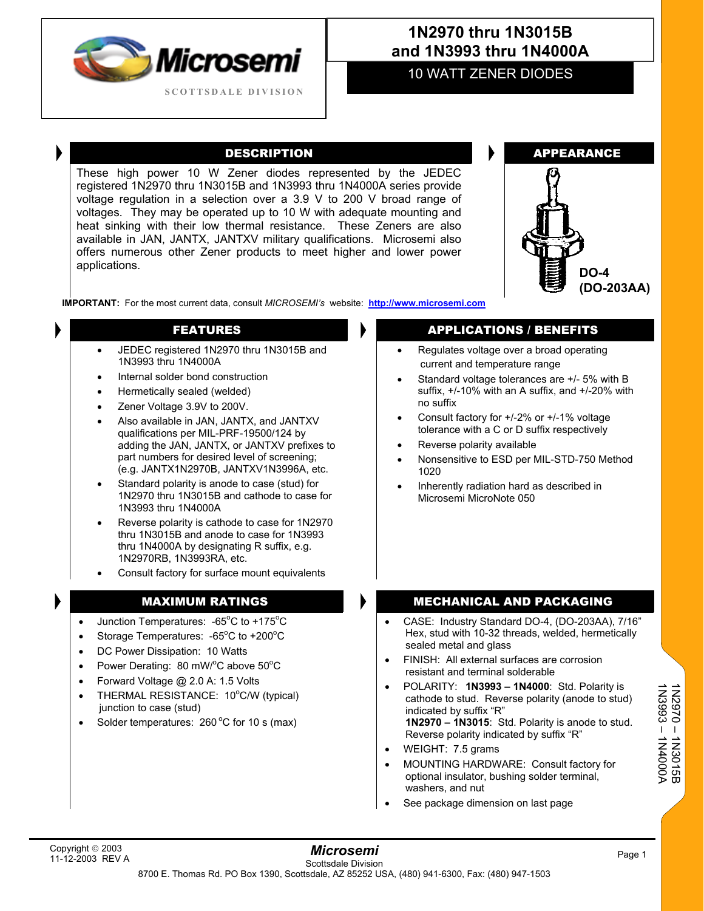Microsemi

SCOTTSDALE DIVISION

# 1N2970 thru 1N3015B and 1N3993 thru 1N4000A

## 10 WATT ZENER DIODES

## DESCRIPTION

These high power 10 W Zener diodes represented by the JEDEC registered 1N2970 thru 1N3015B and 1N3993 thru 1N4000A series provide voltage regulation in a selection over a 3.9 V to 200 V broad range of voltages. They may be operated up to 10 W with adequate mounting and heat sinking with their low thermal resistance. These Zeners are also available in JAN, JANTX, JANTXV military qualifications. Microsemi also offers numerous other Zener products to meet higher and lower power applications.

## APPEARANCE

DO-4 (DO-203AA)

**IMPORTANT:** For the most current data, consult *MICROSEMI's* website: **http://www.microsemi.com**

## FEATURES

- JEDEC registered 1N2970 thru 1N3015B and 1N3993 thru 1N4000A
- Internal solder bond construction
- Hermetically sealed (welded)
- Zener Voltage 3.9V to 200V.
- Also available in JAN, JANTX, and JANTXV qualifications per MIL-PRF-19500/124 by adding the JAN, JANTX, or JANTXV prefixes to part numbers for desired level of screening; (e.g. JANTX1N2970B, JANTXV1N3996A, etc.
- Standard polarity is anode to case (stud) for 1N2970 thru 1N3015B and cathode to case for 1N3993 thru 1N4000A
- Reverse polarity is cathode to case for 1N2970 thru 1N3015B and anode to case for 1N3993 thru 1N4000A by designating R suffix, e.g. 1N2970RB, 1N3993RA, etc.
- Consult factory for surface mount equivalents

## APPLICATIONS / BENEFITS

- Regulates voltage over a broad operating current and temperature range
- Standard voltage tolerances are +/- 5% with B suffix, +/-10% with an A suffix, and +/-20% with no suffix
- Consult factory for +/-2% or +/-1% voltage tolerance with a C or D suffix respectively
- Reverse polarity available
- Nonsensitive to ESD per MIL-STD-750 Method 1020
- Inherently radiation hard as described in Microsemi MicroNote 050

## MAXIMUM RATINGS

- Junction Temperatures: -65°C to +175°C
- Storage Temperatures: -65°C to +200°C
- DC Power Dissipation: 10 Watts
- Power Derating: 80 mW/°C above 50°C
- Forward Voltage @ 2.0 A: 1.5 Volts
- THERMAL RESISTANCE: 10°C/W (typical) junction to case (stud)
- Solder temperatures: 260 °C for 10 s (max)

## MECHANICAL AND PACKAGING

- CASE: Industry Standard DO-4, (DO-203AA), 7/16" Hex, stud with 10-32 threads, welded, hermetically sealed metal and glass
- FINISH: All external surfaces are corrosion resistant and terminal solderable
- POLARITY: **1N3993 – 1N4000**: Std. Polarity is cathode to stud. Reverse polarity (anode to stud) indicated by suffix "R"
  **1N2970 – 1N3015**: Std. Polarity is anode to stud. Reverse polarity indicated by suffix "R"
- WEIGHT: 7.5 grams
- MOUNTING HARDWARE: Consult factory for optional insulator, bushing solder terminal, washers, and nut
- See package dimension on last page

Copyright © 2003
11-12-2003 REV A

*Microsemi*
Scottsdale Division
8700 E. Thomas Rd. PO Box 1390, Scottsdale, AZ 85252 USA, (480) 941-6300, Fax: (480) 947-1503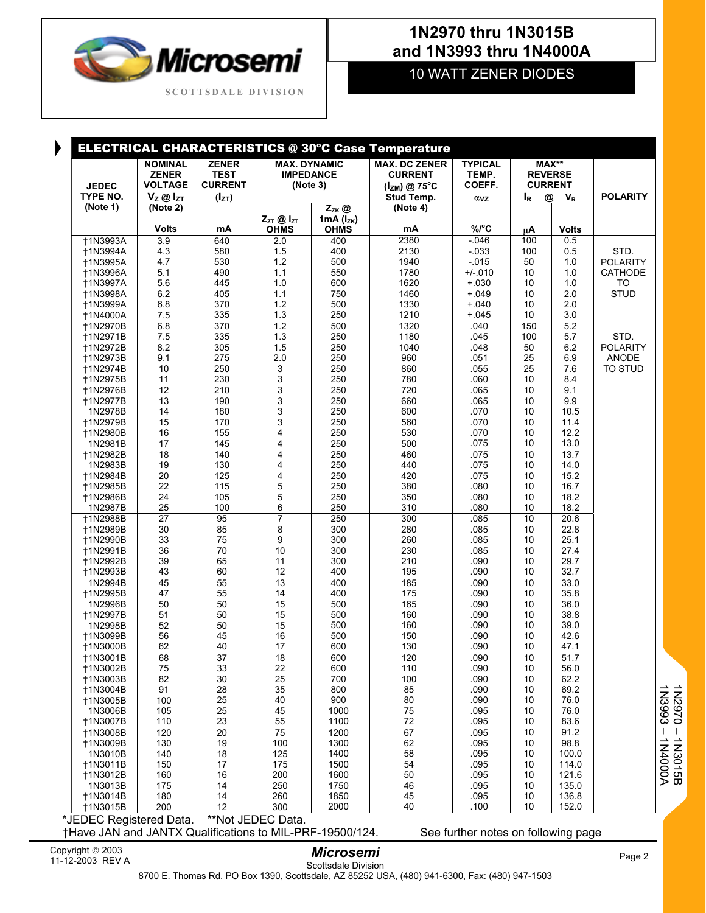# 1N2970 thru 1N3015B and 1N3993 thru 1N4000A

## 10 WATT ZENER DIODES

### ELECTRICAL CHARACTERISTICS @ 30°C Case Temperature

| JEDEC TYPE NO. (Note 1) | NOMINAL ZENER VOLTAGE $V_Z$ @ $I_{ZT}$ (Note 2) Volts | ZENER TEST CURRENT ($I_{ZT}$) mA | MAX. DYNAMIC IMPEDANCE (Note 3) $Z_{ZT}$ @ $I_{ZT}$ OHMS | $Z_{ZK}$ @ 1mA ($I_{ZK}$) OHMS | MAX. DC ZENER CURRENT ($I_{ZM}$) @ 75°C Stud Temp. (Note 4) mA | TYPICAL TEMP. COEFF. $\alpha_{VZ}$ %/°C | MAX** REVERSE CURRENT $I_R$ μA | @ $V_R$ Volts | POLARITY |
|---|---|---|---|---|---|---|---|---|---|
| †1N3993A | 3.9 | 640 | 2.0 | 400 | 2380 | -.046 | 100 | 0.5 | STD. POLARITY CATHODE TO STUD |
| †1N3994A | 4.3 | 580 | 1.5 | 400 | 2130 | -.033 | 100 | 0.5 | |
| †1N3995A | 4.7 | 530 | 1.2 | 500 | 1940 | -.015 | 50 | 1.0 | |
| †1N3996A | 5.1 | 490 | 1.1 | 550 | 1780 | +/-.010 | 10 | 1.0 | |
| †1N3997A | 5.6 | 445 | 1.0 | 600 | 1620 | +.030 | 10 | 1.0 | |
| †1N3998A | 6.2 | 405 | 1.1 | 750 | 1460 | +.049 | 10 | 2.0 | |
| †1N3999A | 6.8 | 370 | 1.2 | 500 | 1330 | +.040 | 10 | 2.0 | |
| †1N4000A | 7.5 | 335 | 1.3 | 250 | 1210 | +.045 | 10 | 3.0 | |
| †1N2970B | 6.8 | 370 | 1.2 | 500 | 1320 | .040 | 150 | 5.2 | STD. POLARITY ANODE TO STUD |
| †1N2971B | 7.5 | 335 | 1.3 | 250 | 1180 | .045 | 100 | 5.7 | |
| †1N2972B | 8.2 | 305 | 1.5 | 250 | 1040 | .048 | 50 | 6.2 | |
| †1N2973B | 9.1 | 275 | 2.0 | 250 | 960 | .051 | 25 | 6.9 | |
| †1N2974B | 10 | 250 | 3 | 250 | 860 | .055 | 25 | 7.6 | |
| †1N2975B | 11 | 230 | 3 | 250 | 780 | .060 | 10 | 8.4 | |
| †1N2976B | 12 | 210 | 3 | 250 | 720 | .065 | 10 | 9.1 | |
| †1N2977B | 13 | 190 | 3 | 250 | 660 | .065 | 10 | 9.9 | |
| 1N2978B | 14 | 180 | 3 | 250 | 600 | .070 | 10 | 10.5 | |
| †1N2979B | 15 | 170 | 3 | 250 | 560 | .070 | 10 | 11.4 | |
| †1N2980B | 16 | 155 | 4 | 250 | 530 | .070 | 10 | 12.2 | |
| 1N2981B | 17 | 145 | 4 | 250 | 500 | .075 | 10 | 13.0 | |
| †1N2982B | 18 | 140 | 4 | 250 | 460 | .075 | 10 | 13.7 | |
| 1N2983B | 19 | 130 | 4 | 250 | 440 | .075 | 10 | 14.0 | |
| †1N2984B | 20 | 125 | 4 | 250 | 420 | .075 | 10 | 15.2 | |
| †1N2985B | 22 | 115 | 5 | 250 | 380 | .080 | 10 | 16.7 | |
| †1N2986B | 24 | 105 | 5 | 250 | 350 | .080 | 10 | 18.2 | |
| 1N2987B | 25 | 100 | 6 | 250 | 310 | .080 | 10 | 18.2 | |
| †1N2988B | 27 | 95 | 7 | 250 | 300 | .085 | 10 | 20.6 | |
| †1N2989B | 30 | 85 | 8 | 300 | 280 | .085 | 10 | 22.8 | |
| †1N2990B | 33 | 75 | 9 | 300 | 260 | .085 | 10 | 25.1 | |
| †1N2991B | 36 | 70 | 10 | 300 | 230 | .085 | 10 | 27.4 | |
| †1N2992B | 39 | 65 | 11 | 300 | 210 | .090 | 10 | 29.7 | |
| †1N2993B | 43 | 60 | 12 | 400 | 195 | .090 | 10 | 32.7 | |
| 1N2994B | 45 | 55 | 13 | 400 | 185 | .090 | 10 | 33.0 | |
| †1N2995B | 47 | 55 | 14 | 400 | 175 | .090 | 10 | 35.8 | |
| 1N2996B | 50 | 50 | 15 | 500 | 165 | .090 | 10 | 36.0 | |
| †1N2997B | 51 | 50 | 15 | 500 | 160 | .090 | 10 | 38.8 | |
| 1N2998B | 52 | 50 | 15 | 500 | 160 | .090 | 10 | 39.0 | |
| †1N3099B | 56 | 45 | 16 | 500 | 150 | .090 | 10 | 42.6 | |
| †1N3000B | 62 | 40 | 17 | 600 | 130 | .090 | 10 | 47.1 | |
| †1N3001B | 68 | 37 | 18 | 600 | 120 | .090 | 10 | 51.7 | |
| †1N3002B | 75 | 33 | 22 | 600 | 110 | .090 | 10 | 56.0 | |
| †1N3003B | 82 | 30 | 25 | 700 | 100 | .090 | 10 | 62.2 | |
| †1N3004B | 91 | 28 | 35 | 800 | 85 | .090 | 10 | 69.2 | |
| †1N3005B | 100 | 25 | 40 | 900 | 80 | .090 | 10 | 76.0 | |
| 1N3006B | 105 | 25 | 45 | 1000 | 75 | .095 | 10 | 76.0 | |
| †1N3007B | 110 | 23 | 55 | 1100 | 72 | .095 | 10 | 83.6 | |
| †1N3008B | 120 | 20 | 75 | 1200 | 67 | .095 | 10 | 91.2 | |
| †1N3009B | 130 | 19 | 100 | 1300 | 62 | .095 | 10 | 98.8 | |
| 1N3010B | 140 | 18 | 125 | 1400 | 58 | .095 | 10 | 100.0 | |
| †1N3011B | 150 | 17 | 175 | 1500 | 54 | .095 | 10 | 114.0 | |
| †1N3012B | 160 | 16 | 200 | 1600 | 50 | .095 | 10 | 121.6 | |
| 1N3013B | 175 | 14 | 250 | 1750 | 46 | .095 | 10 | 135.0 | |
| †1N3014B | 180 | 14 | 260 | 1850 | 45 | .095 | 10 | 136.8 | |
| †1N3015B | 200 | 12 | 300 | 2000 | 40 | .100 | 10 | 152.0 | |

*JEDEC Registered Data. **Not JEDEC Data.

†Have JAN and JANTX Qualifications to MIL-PRF-19500/124.

See further notes on following page

Copyright © 2003
11-12-2003 REV A

Microsemi
Scottsdale Division
8700 E. Thomas Rd. PO Box 1390, Scottsdale, AZ 85252 USA, (480) 941-6300, Fax: (480) 947-1503